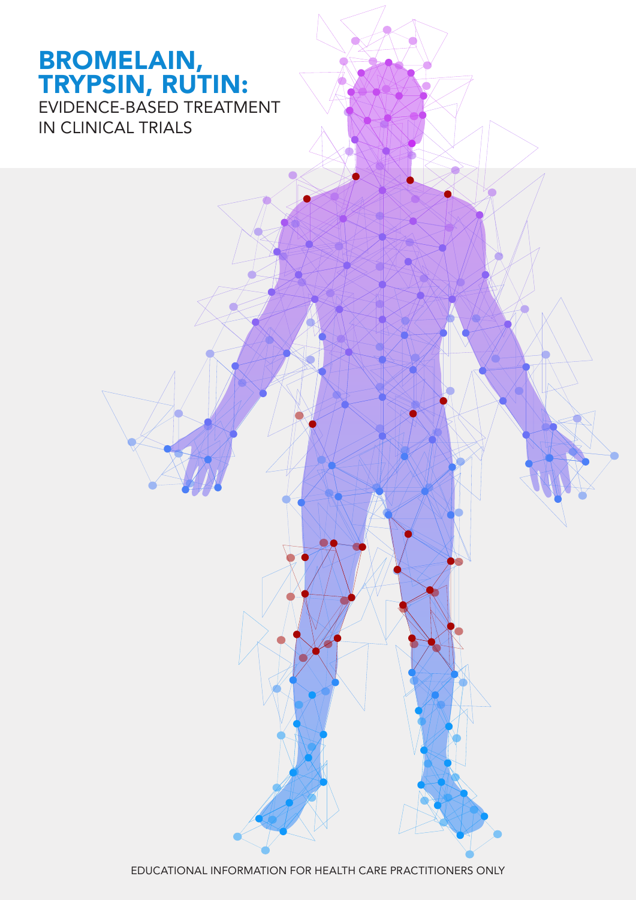# BROMELAIN, TRYPSIN, RUTIN:

EVIDENCE-BASED TREATMENT IN CLINICAL TRIALS

EDUCATIONAL INFORMATION FOR HEALTH CARE PRACTITIONERS ONLY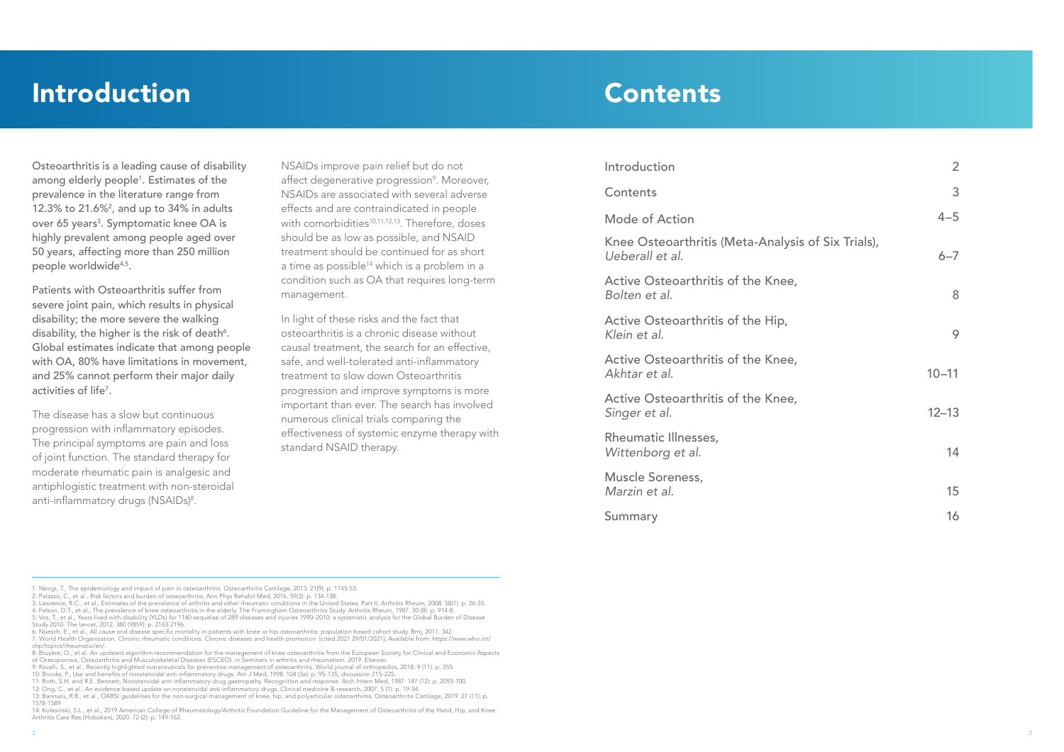# Introduction

Osteoarthritis is a leading cause of disability among elderly people[1]. Estimates of the prevalence in the literature range from 12.3% to 21.6%[2], and up to 34% in adults over 65 years[3]. Symptomatic knee OA is highly prevalent among people aged over 50 years, affecting more than 250 million people worldwide[4,5].

Patients with Osteoarthritis suffer from severe joint pain, which results in physical disability; the more severe the walking disability, the higher is the risk of death[6]. Global estimates indicate that among people with OA, 80% have limitations in movement, and 25% cannot perform their major daily activities of life[7].

The disease has a slow but continuous progression with inflammatory episodes. The principal symptoms are pain and loss of joint function. The standard therapy for moderate rheumatic pain is analgesic and antiphlogistic treatment with non-steroidal anti-inflammatory drugs (NSAIDs)[8].

NSAIDs improve pain relief but do not affect degenerative progression[9]. Moreover, NSAIDs are associated with several adverse effects and are contraindicated in people with comorbidities[10,11,12,13]. Therefore, doses should be as low as possible, and NSAID treatment should be continued for as short a time as possible[14] which is a problem in a condition such as OA that requires long-term management.

In light of these risks and the fact that osteoarthritis is a chronic disease without causal treatment, the search for an effective, safe, and well-tolerated anti-inflammatory treatment to slow down Osteoarthritis progression and improve symptoms is more important than ever. The search has involved numerous clinical trials comparing the effectiveness of systemic enzyme therapy with standard NSAID therapy.

1: Neogi, T., The epidemiology and impact of pain in osteoarthritis. Osteoarthritis Cartilage, 2013. 21(9): p. 1145-53.
2: Palazzo, C., et al., Risk factors and burden of osteoarthritis. Ann Phys Rehabil Med, 2016. 59(3): p. 134-138.
3: Lawrence, R.C., et al., Estimates of the prevalence of arthritis and other rheumatic conditions in the United States. Part II. Arthritis Rheum, 2008. 58(1): p. 26-35.
4: Felson, D.T., et al., The prevalence of knee osteoarthritis in the elderly. The Framingham Osteoarthritis Study. Arthritis Rheum, 1987. 30 (8): p. 914-8.
5: Vos, T., et al., Years lived with disability (YLDs) for 1160 sequelae of 289 diseases and injuries 1990–2010: a systematic analysis for the Global Burden of Disease Study 2010. The lancet, 2012. 380 (9859): p. 2163-2196.
6: Nüesch, E., et al., All cause and disease specific mortality in patients with knee or hip osteoarthritis: population based cohort study. Bmj, 2011. 342.
7: World Health Organization. Chronic rheumatic conditions. Chronic diseases and health promotion [cited 2021 29/01/2021]; Available from: https://www.who.int/chp/topics/rheumatic/en/.
8: Bruyère, O., et al. An updated algorithm recommendation for the management of knee osteoarthritis from the European Society for Clinical and Economic Aspects of Osteoporosis, Osteoarthritis and Musculoskeletal Diseases (ESCEO). in Seminars in arthritis and rheumatism. 2019. Elsevier.
9: Ravalli, S., et al., Recently highlighted nutraceuticals for preventive management of osteoarthritis. World journal of orthopedics, 2018. 9 (11): p. 255.
10: Brooks, P., Use and benefits of nonsteroidal anti-inflammatory drugs. Am J Med, 1998. 104 (3a): p. 9S-13S; discussion 21S-22S.
11: Roth, S.H. and R.E. Bennett, Nonsteroidal anti-inflammatory drug gastropathy. Recognition and response. Arch Intern Med, 1987. 147 (12): p. 2093-100.
12: Ong, C., et al., An evidence-based update on nonsteroidal anti-inflammatory drugs. Clinical medicine & research, 2007. 5 (1): p. 19-34.
13: Bannuru, R.R., et al., OARSI guidelines for the non-surgical management of knee, hip, and polyarticular osteoarthritis. Osteoarthritis Cartilage, 2019. 27 (11): p. 1578-1589.
14: Kolasinski, S.L., et al., 2019 American College of Rheumatology/Arthritis Foundation Guideline for the Management of Osteoarthritis of the Hand, Hip, and Knee. Arthritis Care Res (Hoboken), 2020. 72 (2): p. 149-162.

# Contents

| | |
|---|---|
| Introduction | 2 |
| Contents | 3 |
| Mode of Action | 4–5 |
| Knee Osteoarthritis (Meta-Analysis of Six Trials), *Ueberall et al.* | 6–7 |
| Active Osteoarthritis of the Knee, *Bolten et al.* | 8 |
| Active Osteoarthritis of the Hip, *Klein et al.* | 9 |
| Active Osteoarthritis of the Knee, *Akhtar et al.* | 10–11 |
| Active Osteoarthritis of the Knee, *Singer et al.* | 12–13 |
| Rheumatic Illnesses, *Wittenborg et al.* | 14 |
| Muscle Soreness, *Marzin et al.* | 15 |
| Summary | 16 |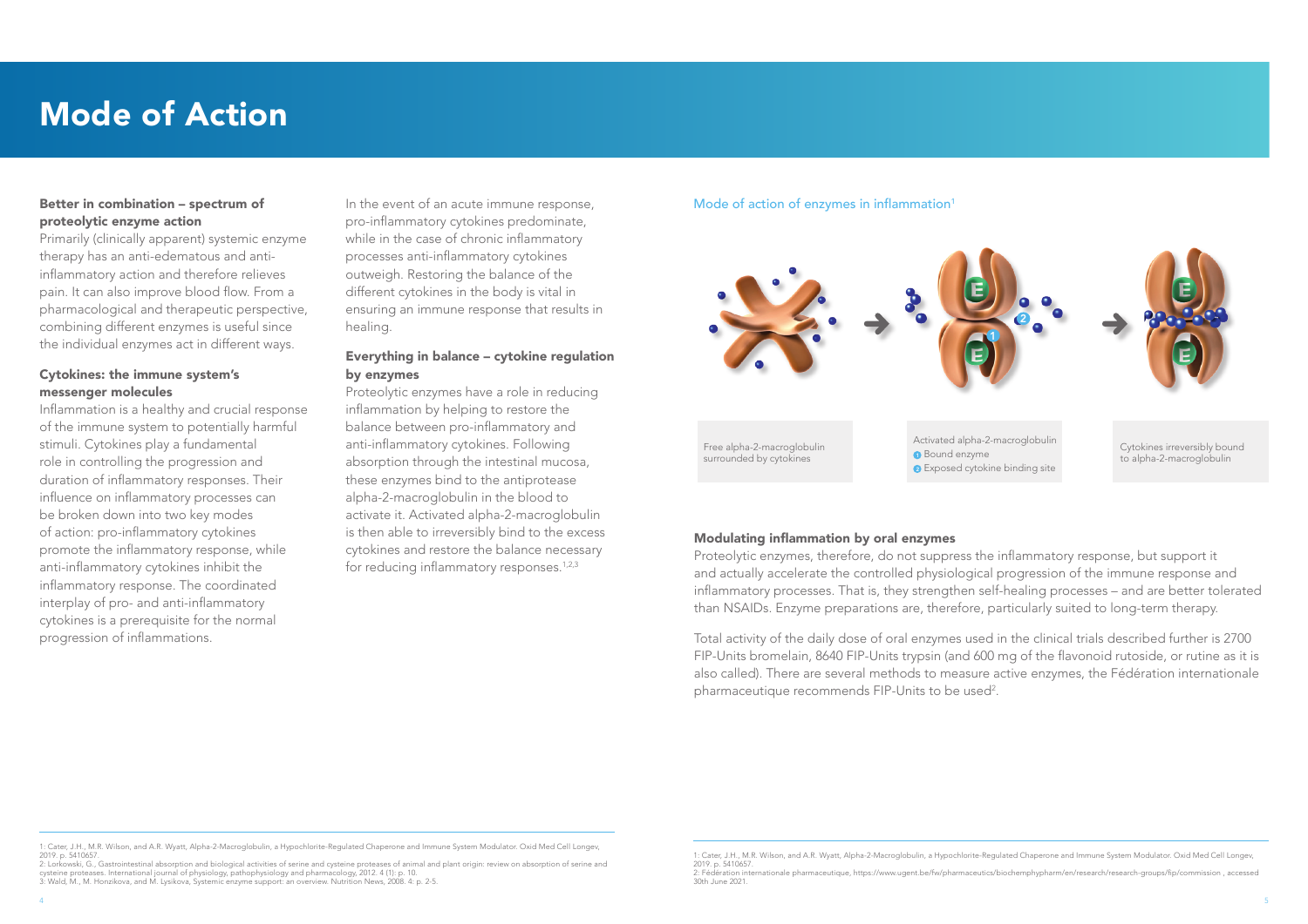# Mode of Action

### Better in combination – spectrum of proteolytic enzyme action

Primarily (clinically apparent) systemic enzyme therapy has an anti-edematous and anti-inflammatory action and therefore relieves pain. It can also improve blood flow. From a pharmacological and therapeutic perspective, combining different enzymes is useful since the individual enzymes act in different ways.

### Cytokines: the immune system's messenger molecules

Inflammation is a healthy and crucial response of the immune system to potentially harmful stimuli. Cytokines play a fundamental role in controlling the progression and duration of inflammatory responses. Their influence on inflammatory processes can be broken down into two key modes of action: pro-inflammatory cytokines promote the inflammatory response, while anti-inflammatory cytokines inhibit the inflammatory response. The coordinated interplay of pro- and anti-inflammatory cytokines is a prerequisite for the normal progression of inflammations.

In the event of an acute immune response, pro-inflammatory cytokines predominate, while in the case of chronic inflammatory processes anti-inflammatory cytokines outweigh. Restoring the balance of the different cytokines in the body is vital in ensuring an immune response that results in healing.

### Everything in balance – cytokine regulation by enzymes

Proteolytic enzymes have a role in reducing inflammation by helping to restore the balance between pro-inflammatory and anti-inflammatory cytokines. Following absorption through the intestinal mucosa, these enzymes bind to the antiprotease alpha-2-macroglobulin in the blood to activate it. Activated alpha-2-macroglobulin is then able to irreversibly bind to the excess cytokines and restore the balance necessary for reducing inflammatory responses.[1,2,3]

Mode of action of enzymes in inflammation[1]

Free alpha-2-macroglobulin surrounded by cytokines

Activated alpha-2-macroglobulin
1. Bound enzyme
2. Exposed cytokine binding site

Cytokines irreversibly bound to alpha-2-macroglobulin

### Modulating inflammation by oral enzymes

Proteolytic enzymes, therefore, do not suppress the inflammatory response, but support it and actually accelerate the controlled physiological progression of the immune response and inflammatory processes. That is, they strengthen self-healing processes – and are better tolerated than NSAIDs. Enzyme preparations are, therefore, particularly suited to long-term therapy.

Total activity of the daily dose of oral enzymes used in the clinical trials described further is 2700 FIP-Units bromelain, 8640 FIP-Units trypsin (and 600 mg of the flavonoid rutoside, or rutine as it is also called). There are several methods to measure active enzymes, the Fédération internationale pharmaceutique recommends FIP-Units to be used[2].

---

1: Cater, J.H., M.R. Wilson, and A.R. Wyatt, Alpha-2-Macroglobulin, a Hypochlorite-Regulated Chaperone and Immune System Modulator. Oxid Med Cell Longev, 2019. p. 5410657.
2: Lorkowski, G., Gastrointestinal absorption and biological activities of serine and cysteine proteases of animal and plant origin: review on absorption of serine and cysteine proteases. International journal of physiology, pathophysiology and pharmacology, 2012. 4 (1): p. 10.
3: Wald, M., M. Honzikova, and M. Lysikova, Systemic enzyme support: an overview. Nutrition News, 2008. 4: p. 2-5.

1: Cater, J.H., M.R. Wilson, and A.R. Wyatt, Alpha-2-Macroglobulin, a Hypochlorite-Regulated Chaperone and Immune System Modulator. Oxid Med Cell Longev, 2019. p. 5410657.
2: Fédération internationale pharmaceutique, https://www.ugent.be/fw/pharmaceutics/biochemphypharm/en/research/research-groups/fip/commission , accessed 30th June 2021.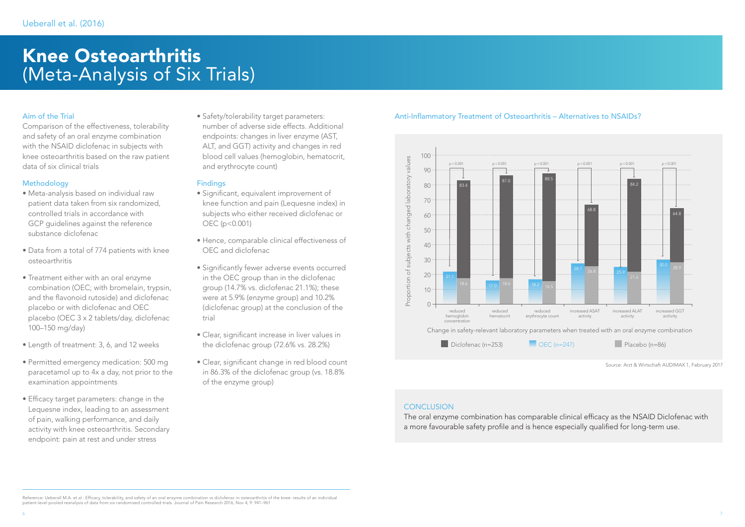Ueberall et al. (2016)

# Knee Osteoarthritis
## (Meta-Analysis of Six Trials)

### Aim of the Trial

Comparison of the effectiveness, tolerability and safety of an oral enzyme combination with the NSAID diclofenac in subjects with knee osteoarthritis based on the raw patient data of six clinical trials

### Methodology

- Meta-analysis based on individual raw patient data taken from six randomized, controlled trials in accordance with GCP guidelines against the reference substance diclofenac
- Data from a total of 774 patients with knee osteoarthritis
- Treatment either with an oral enzyme combination (OEC; with bromelain, trypsin, and the flavonoid rutoside) and diclofenac placebo or with diclofenac and OEC placebo (OEC 3 x 2 tablets/day, diclofenac 100–150 mg/day)
- Length of treatment: 3, 6, and 12 weeks
- Permitted emergency medication: 500 mg paracetamol up to 4x a day, not prior to the examination appointments
- Efficacy target parameters: change in the Lequesne index, leading to an assessment of pain, walking performance, and daily activity with knee osteoarthritis. Secondary endpoint: pain at rest and under stress
- Safety/tolerability target parameters: number of adverse side effects. Additional endpoints: changes in liver enzyme (AST, ALT, and GGT) activity and changes in red blood cell values (hemoglobin, hematocrit, and erythrocyte count)

### Findings

- Significant, equivalent improvement of knee function and pain (Lequesne index) in subjects who either received diclofenac or OEC ($p<0.001$)
- Hence, comparable clinical effectiveness of OEC and diclofenac
- Significantly fewer adverse events occurred in the OEC group than in the diclofenac group (14.7% vs. diclofenac 21.1%); these were at 5.9% (enzyme group) and 10.2% (diclofenac group) at the conclusion of the trial
- Clear, significant increase in liver values in the diclofenac group (72.6% vs. 28.2%)
- Clear, significant change in red blood count in 86.3% of the diclofenac group (vs. 18.8% of the enzyme group)

### Anti-Inflammatory Treatment of Osteoarthritis – Alternatives to NSAIDs?

Proportion of subjects with changed laboratory values

| Parameter | OEC (n=247) | Placebo (n=86) | Diclofenac (n=253) | p |
|---|---|---|---|---|
| reduced hemoglobin concentration | 21.1 | 18.6 | 83.4 | $p<0.001$ |
| reduced hematocrit | 17.0 | 18.6 | 87.0 | $p<0.001$ |
| reduced erythrocyte count | 18.2 | 16.5 | 88.5 | $p<0.001$ |
| increased ASAT activity | 28.7 | 26.8 | 68.8 | $p<0.001$ |
| increased ALAT activity | 25.9 | 21.6 | 84.2 | $p<0.001$ |
| increased GGT activity | 30.0 | 28.9 | 64.8 | $p<0.001$ |

Change in safety-relevant laboratory parameters when treated with an oral enzyme combination

Diclofenac (n=253) OEC (n=247) Placebo (n=86)

Source: Arzt & Wirtschaft AUDIMAX 1, February 2017

### CONCLUSION

The oral enzyme combination has comparable clinical efficacy as the NSAID Diclofenac with a more favourable safety profile and is hence especially qualified for long-term use.

Reference: Ueberall M.A. et al.: Efficacy, tolerability, and safety of an oral enzyme combination vs diclofenac in osteoarthritis of the knee: results of an individual patient-level pooled reanalysis of data from six randomized controlled trials. Journal of Pain Research 2016, Nov 4; 9: 941–961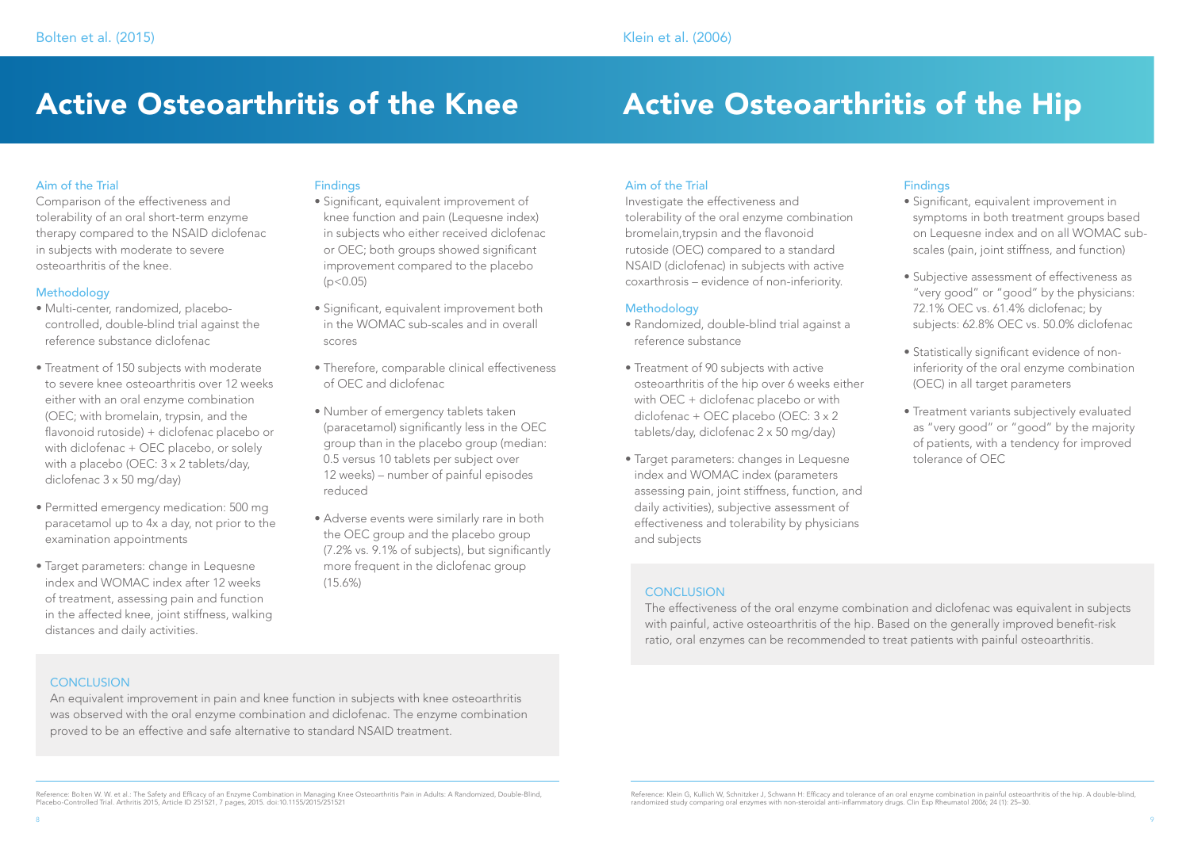Bolten et al. (2015)

# Active Osteoarthritis of the Knee

### Aim of the Trial

Comparison of the effectiveness and tolerability of an oral short-term enzyme therapy compared to the NSAID diclofenac in subjects with moderate to severe osteoarthritis of the knee.

### Methodology

- Multi-center, randomized, placebo-controlled, double-blind trial against the reference substance diclofenac
- Treatment of 150 subjects with moderate to severe knee osteoarthritis over 12 weeks either with an oral enzyme combination (OEC; with bromelain, trypsin, and the flavonoid rutoside) + diclofenac placebo or with diclofenac + OEC placebo, or solely with a placebo (OEC: 3 x 2 tablets/day, diclofenac 3 x 50 mg/day)
- Permitted emergency medication: 500 mg paracetamol up to 4x a day, not prior to the examination appointments
- Target parameters: change in Lequesne index and WOMAC index after 12 weeks of treatment, assessing pain and function in the affected knee, joint stiffness, walking distances and daily activities.

### Findings

- Significant, equivalent improvement of knee function and pain (Lequesne index) in subjects who either received diclofenac or OEC; both groups showed significant improvement compared to the placebo ($p<0.05$)
- Significant, equivalent improvement both in the WOMAC sub-scales and in overall scores
- Therefore, comparable clinical effectiveness of OEC and diclofenac
- Number of emergency tablets taken (paracetamol) significantly less in the OEC group than in the placebo group (median: 0.5 versus 10 tablets per subject over 12 weeks) – number of painful episodes reduced
- Adverse events were similarly rare in both the OEC group and the placebo group (7.2% vs. 9.1% of subjects), but significantly more frequent in the diclofenac group (15.6%)

### CONCLUSION

An equivalent improvement in pain and knee function in subjects with knee osteoarthritis was observed with the oral enzyme combination and diclofenac. The enzyme combination proved to be an effective and safe alternative to standard NSAID treatment.

Reference: Bolten W. W. et al.: The Safety and Efficacy of an Enzyme Combination in Managing Knee Osteoarthritis Pain in Adults: A Randomized, Double-Blind, Placebo-Controlled Trial. Arthritis 2015, Article ID 251521, 7 pages, 2015. doi:10.1155/2015/251521

Klein et al. (2006)

# Active Osteoarthritis of the Hip

### Aim of the Trial

Investigate the effectiveness and tolerability of the oral enzyme combination bromelain,trypsin and the flavonoid rutoside (OEC) compared to a standard NSAID (diclofenac) in subjects with active coxarthrosis – evidence of non-inferiority.

### Methodology

- Randomized, double-blind trial against a reference substance
- Treatment of 90 subjects with active osteoarthritis of the hip over 6 weeks either with OEC + diclofenac placebo or with diclofenac + OEC placebo (OEC: 3 x 2 tablets/day, diclofenac 2 x 50 mg/day)
- Target parameters: changes in Lequesne index and WOMAC index (parameters assessing pain, joint stiffness, function, and daily activities), subjective assessment of effectiveness and tolerability by physicians and subjects

### Findings

- Significant, equivalent improvement in symptoms in both treatment groups based on Lequesne index and on all WOMAC sub-scales (pain, joint stiffness, and function)
- Subjective assessment of effectiveness as "very good" or "good" by the physicians: 72.1% OEC vs. 61.4% diclofenac; by subjects: 62.8% OEC vs. 50.0% diclofenac
- Statistically significant evidence of non-inferiority of the oral enzyme combination (OEC) in all target parameters
- Treatment variants subjectively evaluated as "very good" or "good" by the majority of patients, with a tendency for improved tolerance of OEC

### CONCLUSION

The effectiveness of the oral enzyme combination and diclofenac was equivalent in subjects with painful, active osteoarthritis of the hip. Based on the generally improved benefit-risk ratio, oral enzymes can be recommended to treat patients with painful osteoarthritis.

Reference: Klein G, Kullich W, Schnitzker J, Schwann H: Efficacy and tolerance of an oral enzyme combination in painful osteoarthritis of the hip. A double-blind, randomized study comparing oral enzymes with non-steroidal anti-inflammatory drugs. Clin Exp Rheumatol 2006; 24 (1): 25–30.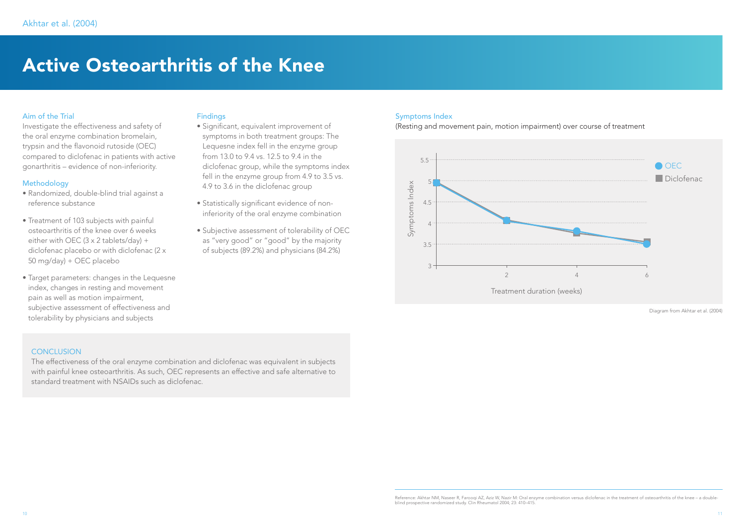Akhtar et al. (2004)

# Active Osteoarthritis of the Knee

### Aim of the Trial

Investigate the effectiveness and safety of the oral enzyme combination bromelain, trypsin and the flavonoid rutoside (OEC) compared to diclofenac in patients with active gonarthritis – evidence of non-inferiority.

### Methodology

- Randomized, double-blind trial against a reference substance
- Treatment of 103 subjects with painful osteoarthritis of the knee over 6 weeks either with OEC (3 x 2 tablets/day) + diclofenac placebo or with diclofenac (2 x 50 mg/day) + OEC placebo
- Target parameters: changes in the Lequesne index, changes in resting and movement pain as well as motion impairment, subjective assessment of effectiveness and tolerability by physicians and subjects

### Findings

- Significant, equivalent improvement of symptoms in both treatment groups: The Lequesne index fell in the enzyme group from 13.0 to 9.4 vs. 12.5 to 9.4 in the diclofenac group, while the symptoms index fell in the enzyme group from 4.9 to 3.5 vs. 4.9 to 3.6 in the diclofenac group
- Statistically significant evidence of non-inferiority of the oral enzyme combination
- Subjective assessment of tolerability of OEC as "very good" or "good" by the majority of subjects (89.2%) and physicians (84.2%)

### CONCLUSION

The effectiveness of the oral enzyme combination and diclofenac was equivalent in subjects with painful knee osteoarthritis. As such, OEC represents an effective and safe alternative to standard treatment with NSAIDs such as diclofenac.

### Symptoms Index

(Resting and movement pain, motion impairment) over course of treatment

Diagram from Akhtar et al. (2004)

Reference: Akhtar NM, Naseer R, Farooqi AZ, Aziz W, Nazir M: Oral enzyme combination versus diclofenac in the treatment of osteoarthritis of the knee – a double-blind prospective randomized study. Clin Rheumatol 2004; 23: 410–415.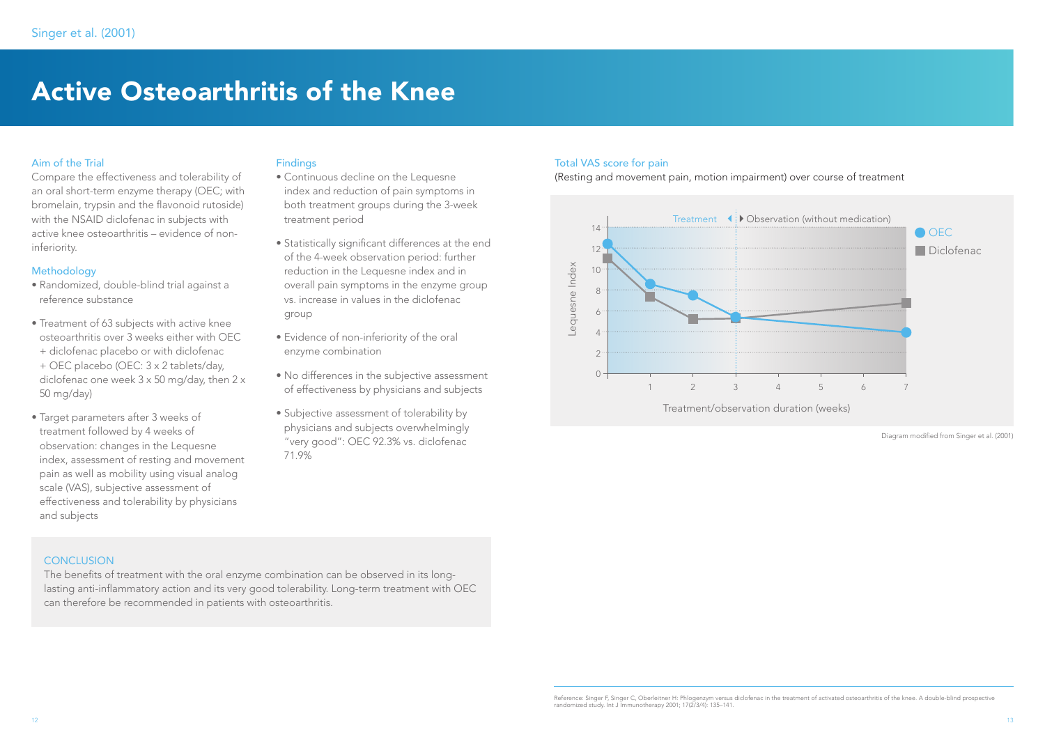Singer et al. (2001)

# Active Osteoarthritis of the Knee

### Aim of the Trial

Compare the effectiveness and tolerability of an oral short-term enzyme therapy (OEC; with bromelain, trypsin and the flavonoid rutoside) with the NSAID diclofenac in subjects with active knee osteoarthritis – evidence of non-inferiority.

### Methodology

- Randomized, double-blind trial against a reference substance
- Treatment of 63 subjects with active knee osteoarthritis over 3 weeks either with OEC + diclofenac placebo or with diclofenac + OEC placebo (OEC: 3 x 2 tablets/day, diclofenac one week 3 x 50 mg/day, then 2 x 50 mg/day)
- Target parameters after 3 weeks of treatment followed by 4 weeks of observation: changes in the Lequesne index, assessment of resting and movement pain as well as mobility using visual analog scale (VAS), subjective assessment of effectiveness and tolerability by physicians and subjects

### Findings

- Continuous decline on the Lequesne index and reduction of pain symptoms in both treatment groups during the 3-week treatment period
- Statistically significant differences at the end of the 4-week observation period: further reduction in the Lequesne index and in overall pain symptoms in the enzyme group vs. increase in values in the diclofenac group
- Evidence of non-inferiority of the oral enzyme combination
- No differences in the subjective assessment of effectiveness by physicians and subjects
- Subjective assessment of tolerability by physicians and subjects overwhelmingly "very good": OEC 92.3% vs. diclofenac 71.9%

### Total VAS score for pain

(Resting and movement pain, motion impairment) over course of treatment

Diagram modified from Singer et al. (2001)

### CONCLUSION

The benefits of treatment with the oral enzyme combination can be observed in its long-lasting anti-inflammatory action and its very good tolerability. Long-term treatment with OEC can therefore be recommended in patients with osteoarthritis.

Reference: Singer F, Singer C, Oberleitner H: Phlogenzym versus diclofenac in the treatment of activated osteoarthritis of the knee. A double-blind prospective randomized study. Int J Immunotherapy 2001; 17(2/3/4): 135–141.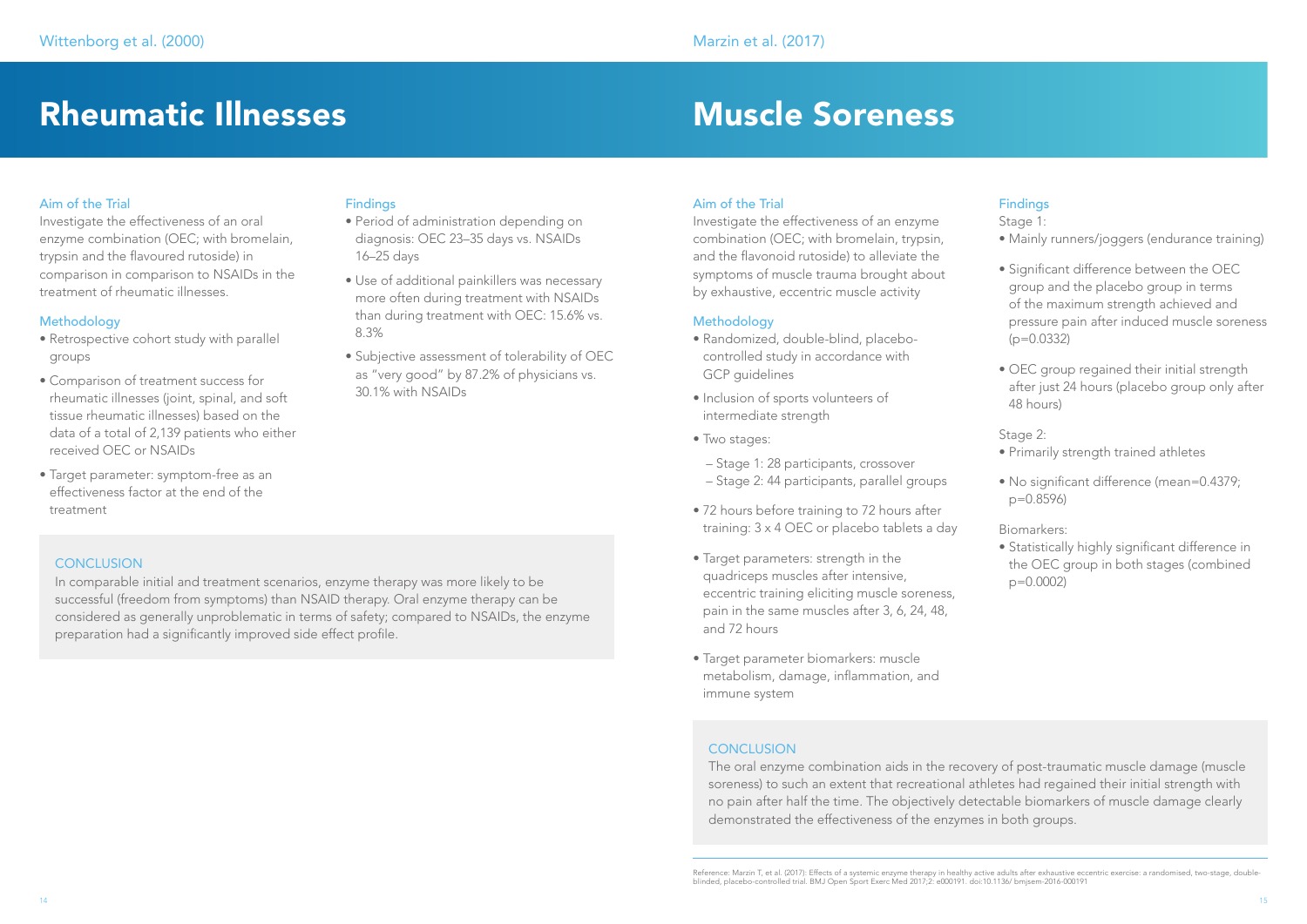Wittenborg et al. (2000)

# Rheumatic Illnesses

### Aim of the Trial

Investigate the effectiveness of an oral enzyme combination (OEC; with bromelain, trypsin and the flavoured rutoside) in comparison in comparison to NSAIDs in the treatment of rheumatic illnesses.

### Methodology

- Retrospective cohort study with parallel groups
- Comparison of treatment success for rheumatic illnesses (joint, spinal, and soft tissue rheumatic illnesses) based on the data of a total of 2,139 patients who either received OEC or NSAIDs
- Target parameter: symptom-free as an effectiveness factor at the end of the treatment

### Findings

- Period of administration depending on diagnosis: OEC 23–35 days vs. NSAIDs 16–25 days
- Use of additional painkillers was necessary more often during treatment with NSAIDs than during treatment with OEC: 15.6% vs. 8.3%
- Subjective assessment of tolerability of OEC as "very good" by 87.2% of physicians vs. 30.1% with NSAIDs

### CONCLUSION

In comparable initial and treatment scenarios, enzyme therapy was more likely to be successful (freedom from symptoms) than NSAID therapy. Oral enzyme therapy can be considered as generally unproblematic in terms of safety; compared to NSAIDs, the enzyme preparation had a significantly improved side effect profile.

Marzin et al. (2017)

# Muscle Soreness

### Aim of the Trial

Investigate the effectiveness of an enzyme combination (OEC; with bromelain, trypsin, and the flavonoid rutoside) to alleviate the symptoms of muscle trauma brought about by exhaustive, eccentric muscle activity

### Methodology

- Randomized, double-blind, placebo-controlled study in accordance with GCP guidelines
- Inclusion of sports volunteers of intermediate strength
- Two stages:
  - Stage 1: 28 participants, crossover
  - Stage 2: 44 participants, parallel groups
- 72 hours before training to 72 hours after training: 3 x 4 OEC or placebo tablets a day
- Target parameters: strength in the quadriceps muscles after intensive, eccentric training eliciting muscle soreness, pain in the same muscles after 3, 6, 24, 48, and 72 hours
- Target parameter biomarkers: muscle metabolism, damage, inflammation, and immune system

### Findings

Stage 1:

- Mainly runners/joggers (endurance training)
- Significant difference between the OEC group and the placebo group in terms of the maximum strength achieved and pressure pain after induced muscle soreness ($p=0.0332$)
- OEC group regained their initial strength after just 24 hours (placebo group only after 48 hours)

Stage 2:

- Primarily strength trained athletes
- No significant difference (mean=0.4379; $p=0.8596$)

Biomarkers:

- Statistically highly significant difference in the OEC group in both stages (combined $p=0.0002$)

### CONCLUSION

The oral enzyme combination aids in the recovery of post-traumatic muscle damage (muscle soreness) to such an extent that recreational athletes had regained their initial strength with no pain after half the time. The objectively detectable biomarkers of muscle damage clearly demonstrated the effectiveness of the enzymes in both groups.

Reference: Marzin T, et al. (2017): Effects of a systemic enzyme therapy in healthy active adults after exhaustive eccentric exercise: a randomised, two-stage, double-blinded, placebo-controlled trial. BMJ Open Sport Exerc Med 2017;2: e000191. doi:10.1136/ bmjsem-2016-000191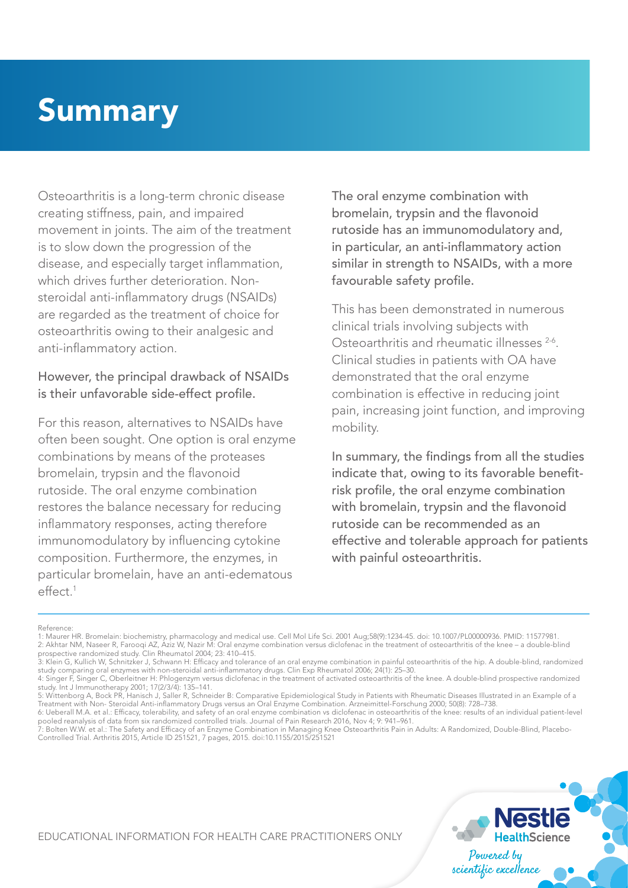# Summary

Osteoarthritis is a long-term chronic disease creating stiffness, pain, and impaired movement in joints. The aim of the treatment is to slow down the progression of the disease, and especially target inflammation, which drives further deterioration. Non-steroidal anti-inflammatory drugs (NSAIDs) are regarded as the treatment of choice for osteoarthritis owing to their analgesic and anti-inflammatory action.

However, the principal drawback of NSAIDs is their unfavorable side-effect profile.

For this reason, alternatives to NSAIDs have often been sought. One option is oral enzyme combinations by means of the proteases bromelain, trypsin and the flavonoid rutoside. The oral enzyme combination restores the balance necessary for reducing inflammatory responses, acting therefore immunomodulatory by influencing cytokine composition. Furthermore, the enzymes, in particular bromelain, have an anti-edematous effect.[1]

The oral enzyme combination with bromelain, trypsin and the flavonoid rutoside has an immunomodulatory and, in particular, an anti-inflammatory action similar in strength to NSAIDs, with a more favourable safety profile.

This has been demonstrated in numerous clinical trials involving subjects with Osteoarthritis and rheumatic illnesses [2-6]. Clinical studies in patients with OA have demonstrated that the oral enzyme combination is effective in reducing joint pain, increasing joint function, and improving mobility.

In summary, the findings from all the studies indicate that, owing to its favorable benefit-risk profile, the oral enzyme combination with bromelain, trypsin and the flavonoid rutoside can be recommended as an effective and tolerable approach for patients with painful osteoarthritis.

Reference:

1: Maurer HR. Bromelain: biochemistry, pharmacology and medical use. Cell Mol Life Sci. 2001 Aug;58(9):1234-45. doi: 10.1007/PL00000936. PMID: 11577981.

2: Akhtar NM, Naseer R, Farooqi AZ, Aziz W, Nazir M: Oral enzyme combination versus diclofenac in the treatment of osteoarthritis of the knee – a double-blind prospective randomized study. Clin Rheumatol 2004; 23: 410–415.

3: Klein G, Kullich W, Schnitzker J, Schwann H: Efficacy and tolerance of an oral enzyme combination in painful osteoarthritis of the hip. A double-blind, randomized study comparing oral enzymes with non-steroidal anti-inflammatory drugs. Clin Exp Rheumatol 2006; 24(1): 25–30.

4: Singer F, Singer C, Oberleitner H: Phlogenzym versus diclofenac in the treatment of activated osteoarthritis of the knee. A double-blind prospective randomized study. Int J Immunotherapy 2001; 17(2/3/4): 135–141.

5: Wittenborg A, Bock PR, Hanisch J, Saller R, Schneider B: Comparative Epidemiological Study in Patients with Rheumatic Diseases Illustrated in an Example of a Treatment with Non- Steroidal Anti-inflammatory Drugs versus an Oral Enzyme Combination. Arzneimittel-Forschung 2000; 50(8): 728–738.

6: Ueberall M.A. et al.: Efficacy, tolerability, and safety of an oral enzyme combination vs diclofenac in osteoarthritis of the knee: results of an individual patient-level pooled reanalysis of data from six randomized controlled trials. Journal of Pain Research 2016, Nov 4; 9: 941–961.

7: Bolten W.W. et al.: The Safety and Efficacy of an Enzyme Combination in Managing Knee Osteoarthritis Pain in Adults: A Randomized, Double-Blind, Placebo-Controlled Trial. Arthritis 2015, Article ID 251521, 7 pages, 2015. doi:10.1155/2015/251521

EDUCATIONAL INFORMATION FOR HEALTH CARE PRACTITIONERS ONLY

Nestlé HealthScience

Powered by scientific excellence